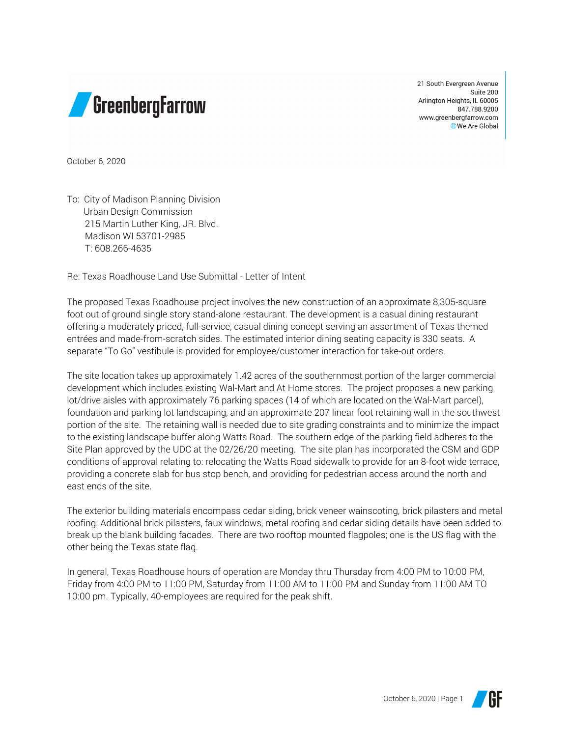**GreenbergFarrow**

21 South Evergreen Avenue
Suite 200
Arlington Heights, IL 60005
847.788.9200
www.greenbergfarrow.com
We Are Global

October 6, 2020

To: City of Madison Planning Division
Urban Design Commission
215 Martin Luther King, JR. Blvd.
Madison WI 53701-2985
T: 608.266-4635

Re: Texas Roadhouse Land Use Submittal - Letter of Intent

The proposed Texas Roadhouse project involves the new construction of an approximate 8,305-square foot out of ground single story stand-alone restaurant. The development is a casual dining restaurant offering a moderately priced, full-service, casual dining concept serving an assortment of Texas themed entrées and made-from-scratch sides. The estimated interior dining seating capacity is 330 seats. A separate "To Go" vestibule is provided for employee/customer interaction for take-out orders.

The site location takes up approximately 1.42 acres of the southernmost portion of the larger commercial development which includes existing Wal-Mart and At Home stores. The project proposes a new parking lot/drive aisles with approximately 76 parking spaces (14 of which are located on the Wal-Mart parcel), foundation and parking lot landscaping, and an approximate 207 linear foot retaining wall in the southwest portion of the site. The retaining wall is needed due to site grading constraints and to minimize the impact to the existing landscape buffer along Watts Road. The southern edge of the parking field adheres to the Site Plan approved by the UDC at the 02/26/20 meeting. The site plan has incorporated the CSM and GDP conditions of approval relating to: relocating the Watts Road sidewalk to provide for an 8-foot wide terrace, providing a concrete slab for bus stop bench, and providing for pedestrian access around the north and east ends of the site.

The exterior building materials encompass cedar siding, brick veneer wainscoting, brick pilasters and metal roofing. Additional brick pilasters, faux windows, metal roofing and cedar siding details have been added to break up the blank building facades. There are two rooftop mounted flagpoles; one is the US flag with the other being the Texas state flag.

In general, Texas Roadhouse hours of operation are Monday thru Thursday from 4:00 PM to 10:00 PM, Friday from 4:00 PM to 11:00 PM, Saturday from 11:00 AM to 11:00 PM and Sunday from 11:00 AM TO 10:00 pm. Typically, 40-employees are required for the peak shift.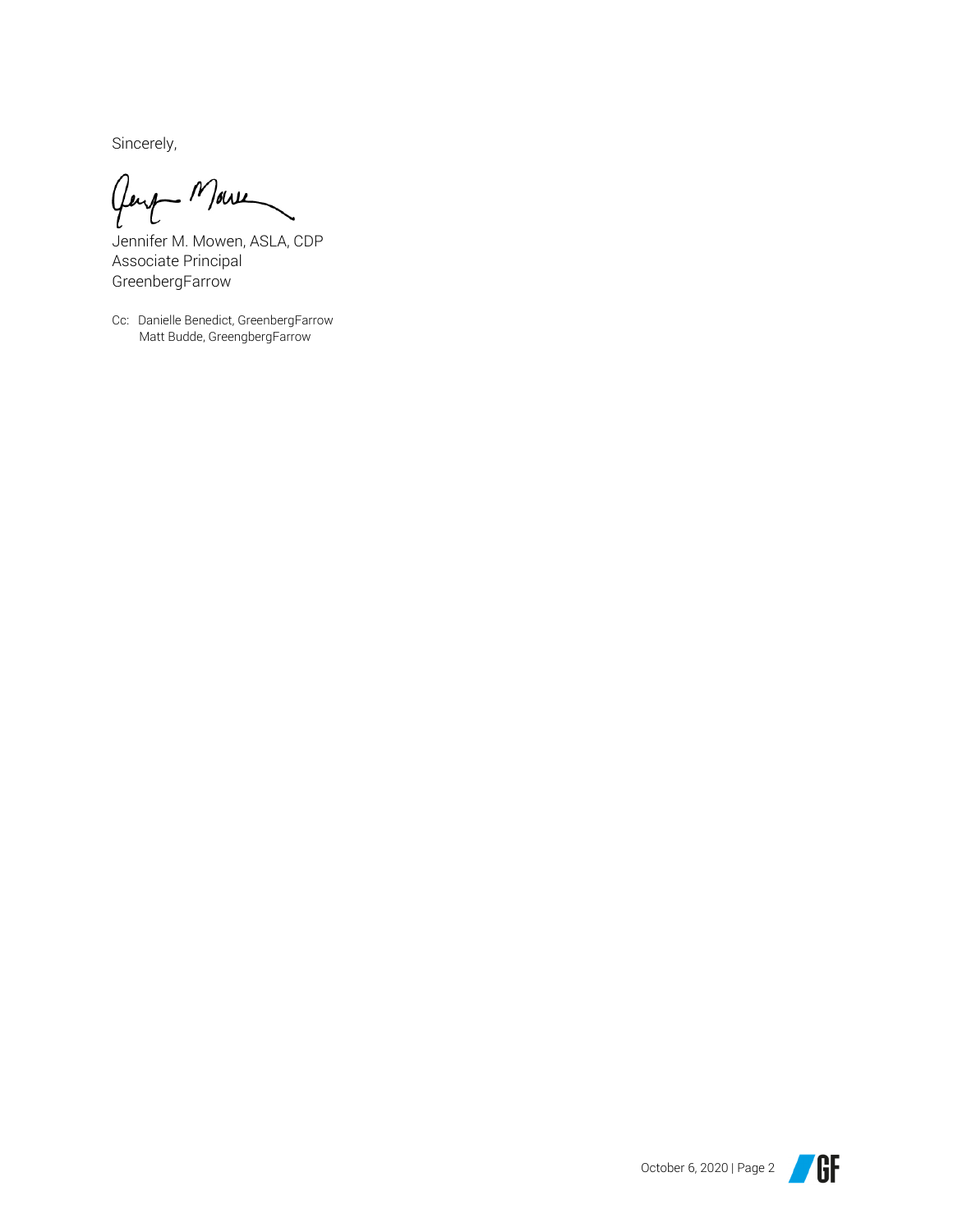Sincerely,

Jennifer M. Mowen, ASLA, CDP
Associate Principal
GreenbergFarrow

Cc: Danielle Benedict, GreenbergFarrow
Matt Budde, GreengbergFarrow